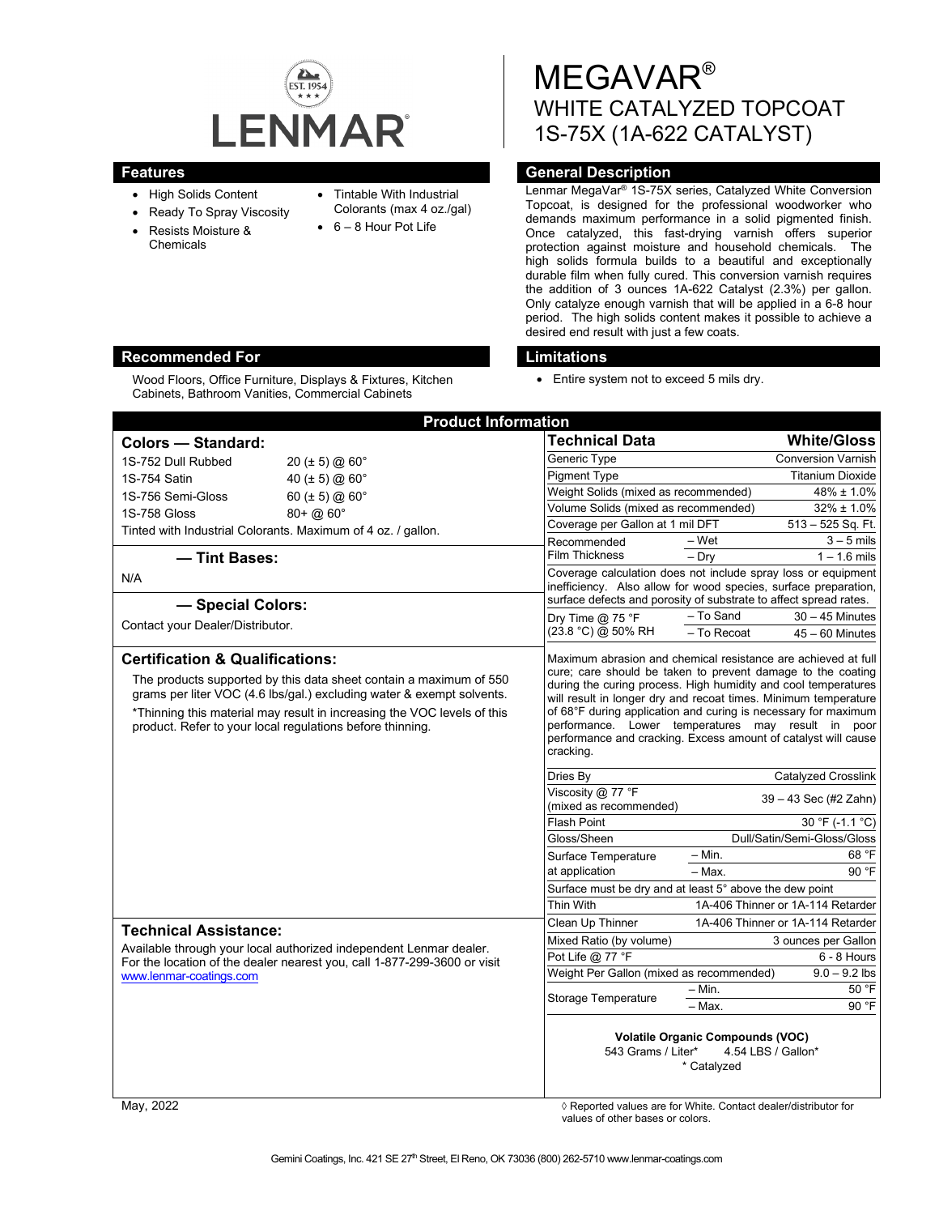LENMAR

# MEGAVAR®
## WHITE CATALYZED TOPCOAT
## 1S-75X (1A-622 CATALYST)

### Features

- High Solids Content
- Ready To Spray Viscosity
- Resists Moisture & Chemicals
- Tintable With Industrial Colorants (max 4 oz./gal)
- 6 – 8 Hour Pot Life

### General Description

Lenmar MegaVar® 1S-75X series, Catalyzed White Conversion Topcoat, is designed for the professional woodworker who demands maximum performance in a solid pigmented finish. Once catalyzed, this fast-drying varnish offers superior protection against moisture and household chemicals. The high solids formula builds to a beautiful and exceptionally durable film when fully cured. This conversion varnish requires the addition of 3 ounces 1A-622 Catalyst (2.3%) per gallon. Only catalyze enough varnish that will be applied in a 6-8 hour period. The high solids content makes it possible to achieve a desired end result with just a few coats.

### Recommended For

Wood Floors, Office Furniture, Displays & Fixtures, Kitchen Cabinets, Bathroom Vanities, Commercial Cabinets

### Limitations

- Entire system not to exceed 5 mils dry.

## Product Information

### Colors — Standard:

| | |
|---|---|
| 1S-752 Dull Rubbed | 20 (± 5) @ 60° |
| 1S-754 Satin | 40 (± 5) @ 60° |
| 1S-756 Semi-Gloss | 60 (± 5) @ 60° |
| 1S-758 Gloss | 80+ @ 60° |

Tinted with Industrial Colorants. Maximum of 4 oz. / gallon.

### — Tint Bases:

N/A

### — Special Colors:

Contact your Dealer/Distributor.

### Certification & Qualifications:

The products supported by this data sheet contain a maximum of 550 grams per liter VOC (4.6 lbs/gal.) excluding water & exempt solvents.

*Thinning this material may result in increasing the VOC levels of this product. Refer to your local regulations before thinning.

### Technical Assistance:

Available through your local authorized independent Lenmar dealer. For the location of the dealer nearest you, call 1-877-299-3600 or visit www.lenmar-coatings.com

| Technical Data | | White/Gloss |
|---|---|---|
| Generic Type | | Conversion Varnish |
| Pigment Type | | Titanium Dioxide |
| Weight Solids (mixed as recommended) | | 48% ± 1.0% |
| Volume Solids (mixed as recommended) | | 32% ± 1.0% |
| Coverage per Gallon at 1 mil DFT | | 513 – 525 Sq. Ft. |
| Recommended Film Thickness | – Wet | 3 – 5 mils |
| | – Dry | 1 – 1.6 mils |

Coverage calculation does not include spray loss or equipment inefficiency. Also allow for wood species, surface preparation, surface defects and porosity of substrate to affect spread rates.

| | | |
|---|---|---|
| Dry Time @ 75 °F (23.8 °C) @ 50% RH | – To Sand | 30 – 45 Minutes |
| | – To Recoat | 45 – 60 Minutes |

Maximum abrasion and chemical resistance are achieved at full cure; care should be taken to prevent damage to the coating during the curing process. High humidity and cool temperatures will result in longer dry and recoat times. Minimum temperature of 68°F during application and curing is necessary for maximum performance. Lower temperatures may result in poor performance and cracking. Excess amount of catalyst will cause cracking.

| | | |
|---|---|---|
| Dries By | | Catalyzed Crosslink |
| Viscosity @ 77 °F (mixed as recommended) | | 39 – 43 Sec (#2 Zahn) |
| Flash Point | | 30 °F (-1.1 °C) |
| Gloss/Sheen | | Dull/Satin/Semi-Gloss/Gloss |
| Surface Temperature at application | – Min. | 68 °F |
| | – Max. | 90 °F |
| Surface must be dry and at least 5° above the dew point | | |
| Thin With | | 1A-406 Thinner or 1A-114 Retarder |
| Clean Up Thinner | | 1A-406 Thinner or 1A-114 Retarder |
| Mixed Ratio (by volume) | | 3 ounces per Gallon |
| Pot Life @ 77 °F | | 6 - 8 Hours |
| Weight Per Gallon (mixed as recommended) | | 9.0 – 9.2 lbs |
| Storage Temperature | – Min. | 50 °F |
| | – Max. | 90 °F |

**Volatile Organic Compounds (VOC)**
543 Grams / Liter* 4.54 LBS / Gallon*
\* Catalyzed

May, 2022

◊ Reported values are for White. Contact dealer/distributor for values of other bases or colors.

Gemini Coatings, Inc. 421 SE 27th Street, El Reno, OK 73036 (800) 262-5710 www.lenmar-coatings.com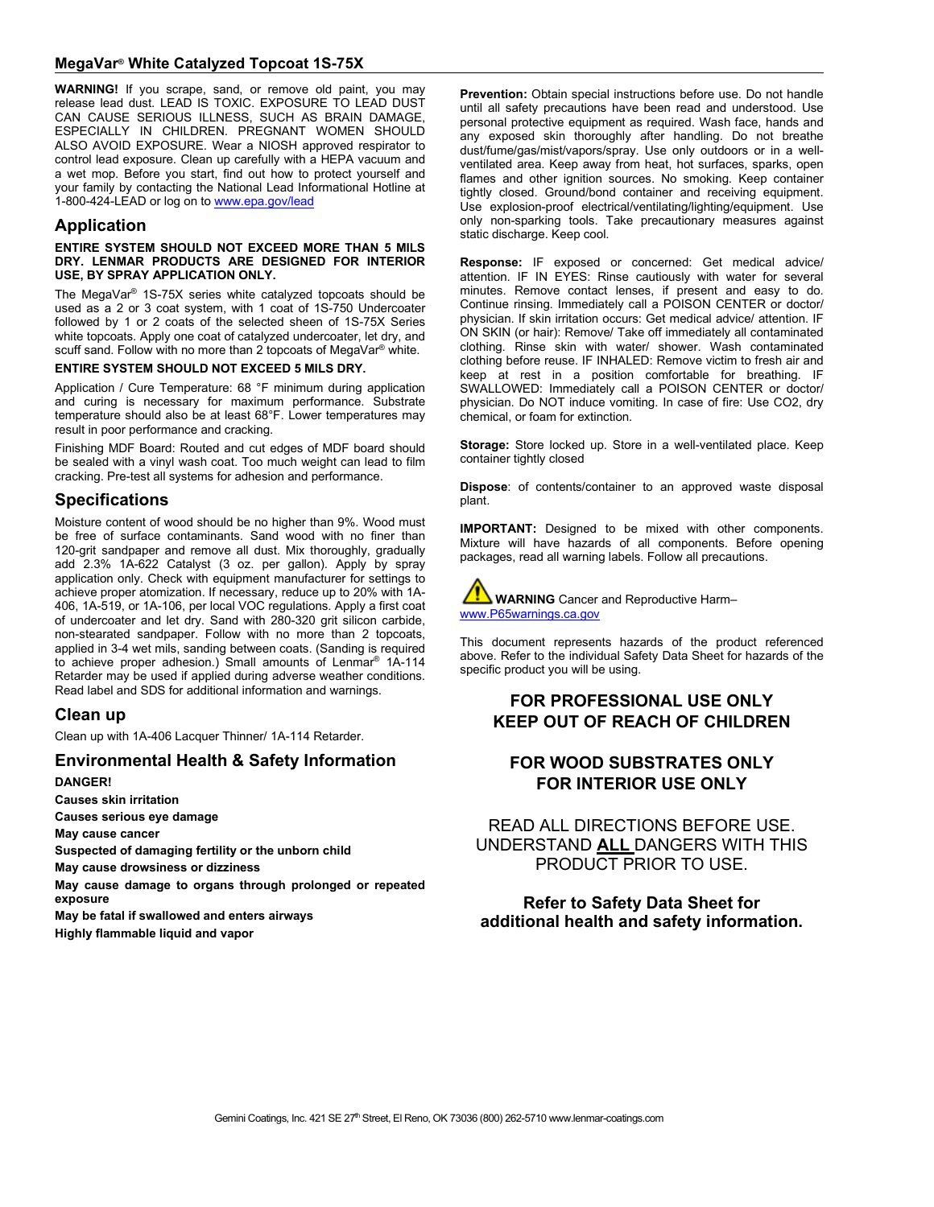# MegaVar® White Catalyzed Topcoat 1S-75X

**WARNING!** If you scrape, sand, or remove old paint, you may release lead dust. LEAD IS TOXIC. EXPOSURE TO LEAD DUST CAN CAUSE SERIOUS ILLNESS, SUCH AS BRAIN DAMAGE, ESPECIALLY IN CHILDREN. PREGNANT WOMEN SHOULD ALSO AVOID EXPOSURE. Wear a NIOSH approved respirator to control lead exposure. Clean up carefully with a HEPA vacuum and a wet mop. Before you start, find out how to protect yourself and your family by contacting the National Lead Informational Hotline at 1-800-424-LEAD or log on to www.epa.gov/lead

## Application

**ENTIRE SYSTEM SHOULD NOT EXCEED MORE THAN 5 MILS DRY. LENMAR PRODUCTS ARE DESIGNED FOR INTERIOR USE, BY SPRAY APPLICATION ONLY.**

The MegaVar® 1S-75X series white catalyzed topcoats should be used as a 2 or 3 coat system, with 1 coat of 1S-750 Undercoater followed by 1 or 2 coats of the selected sheen of 1S-75X Series white topcoats. Apply one coat of catalyzed undercoater, let dry, and scuff sand. Follow with no more than 2 topcoats of MegaVar® white.

**ENTIRE SYSTEM SHOULD NOT EXCEED 5 MILS DRY.**

Application / Cure Temperature: 68 °F minimum during application and curing is necessary for maximum performance. Substrate temperature should also be at least 68°F. Lower temperatures may result in poor performance and cracking.

Finishing MDF Board: Routed and cut edges of MDF board should be sealed with a vinyl wash coat. Too much weight can lead to film cracking. Pre-test all systems for adhesion and performance.

## Specifications

Moisture content of wood should be no higher than 9%. Wood must be free of surface contaminants. Sand wood with no finer than 120-grit sandpaper and remove all dust. Mix thoroughly, gradually add 2.3% 1A-622 Catalyst (3 oz. per gallon). Apply by spray application only. Check with equipment manufacturer for settings to achieve proper atomization. If necessary, reduce up to 20% with 1A-406, 1A-519, or 1A-106, per local VOC regulations. Apply a first coat of undercoater and let dry. Sand with 280-320 grit silicon carbide, non-stearated sandpaper. Follow with no more than 2 topcoats, applied in 3-4 wet mils, sanding between coats. (Sanding is required to achieve proper adhesion.) Small amounts of Lenmar® 1A-114 Retarder may be used if applied during adverse weather conditions. Read label and SDS for additional information and warnings.

## Clean up

Clean up with 1A-406 Lacquer Thinner/ 1A-114 Retarder.

## Environmental Health & Safety Information

**DANGER!**

**Causes skin irritation**

**Causes serious eye damage**

**May cause cancer**

**Suspected of damaging fertility or the unborn child**

**May cause drowsiness or dizziness**

**May cause damage to organs through prolonged or repeated exposure**

**May be fatal if swallowed and enters airways**

**Highly flammable liquid and vapor**

**Prevention:** Obtain special instructions before use. Do not handle until all safety precautions have been read and understood. Use personal protective equipment as required. Wash face, hands and any exposed skin thoroughly after handling. Do not breathe dust/fume/gas/mist/vapors/spray. Use only outdoors or in a well-ventilated area. Keep away from heat, hot surfaces, sparks, open flames and other ignition sources. No smoking. Keep container tightly closed. Ground/bond container and receiving equipment. Use explosion-proof electrical/ventilating/lighting/equipment. Use only non-sparking tools. Take precautionary measures against static discharge. Keep cool.

**Response:** IF exposed or concerned: Get medical advice/ attention. IF IN EYES: Rinse cautiously with water for several minutes. Remove contact lenses, if present and easy to do. Continue rinsing. Immediately call a POISON CENTER or doctor/ physician. If skin irritation occurs: Get medical advice/ attention. IF ON SKIN (or hair): Remove/ Take off immediately all contaminated clothing. Rinse skin with water/ shower. Wash contaminated clothing before reuse. IF INHALED: Remove victim to fresh air and keep at rest in a position comfortable for breathing. IF SWALLOWED: Immediately call a POISON CENTER or doctor/ physician. Do NOT induce vomiting. In case of fire: Use CO2, dry chemical, or foam for extinction.

**Storage:** Store locked up. Store in a well-ventilated place. Keep container tightly closed

**Dispose**: of contents/container to an approved waste disposal plant.

**IMPORTANT:** Designed to be mixed with other components. Mixture will have hazards of all components. Before opening packages, read all warning labels. Follow all precautions.

⚠ **WARNING** Cancer and Reproductive Harm– www.P65warnings.ca.gov

This document represents hazards of the product referenced above. Refer to the individual Safety Data Sheet for hazards of the specific product you will be using.

**FOR PROFESSIONAL USE ONLY**
**KEEP OUT OF REACH OF CHILDREN**

**FOR WOOD SUBSTRATES ONLY**
**FOR INTERIOR USE ONLY**

READ ALL DIRECTIONS BEFORE USE. UNDERSTAND **ALL** DANGERS WITH THIS PRODUCT PRIOR TO USE.

**Refer to Safety Data Sheet for additional health and safety information.**

Gemini Coatings, Inc. 421 SE 27th Street, El Reno, OK 73036 (800) 262-5710 www.lenmar-coatings.com